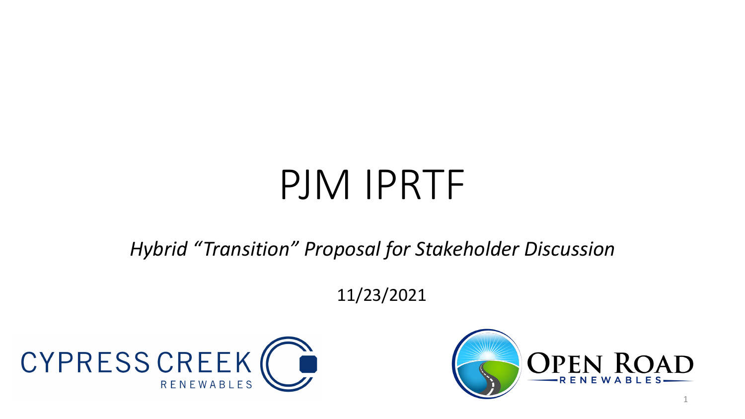# PJM IPRTF

*Hybrid "Transition" Proposal for Stakeholder Discussion*

11/23/2021

CYPRESS CREEK RENEWABLES

OPEN ROAD RENEWABLES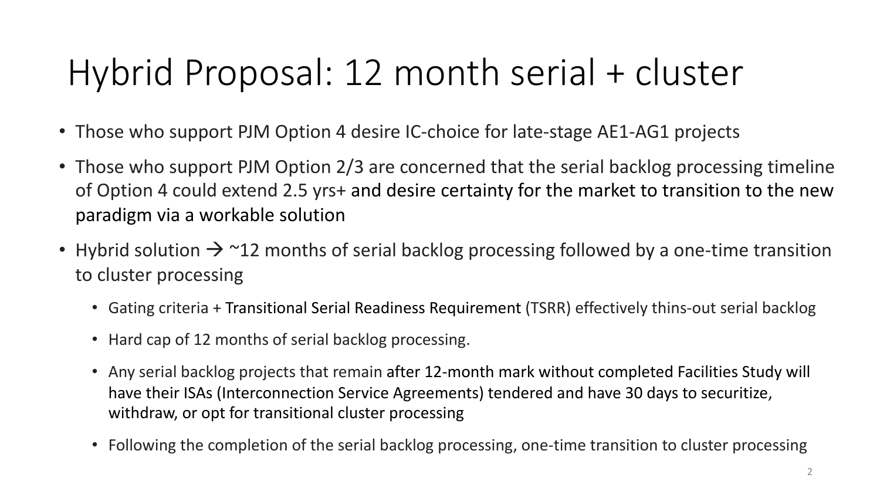# Hybrid Proposal: 12 month serial + cluster

- Those who support PJM Option 4 desire IC-choice for late-stage AE1-AG1 projects
- Those who support PJM Option 2/3 are concerned that the serial backlog processing timeline of Option 4 could extend 2.5 yrs+ and desire certainty for the market to transition to the new paradigm via a workable solution
- Hybrid solution → ~12 months of serial backlog processing followed by a one-time transition to cluster processing
  - Gating criteria + Transitional Serial Readiness Requirement (TSRR) effectively thins-out serial backlog
  - Hard cap of 12 months of serial backlog processing.
  - Any serial backlog projects that remain after 12-month mark without completed Facilities Study will have their ISAs (Interconnection Service Agreements) tendered and have 30 days to securitize, withdraw, or opt for transitional cluster processing
  - Following the completion of the serial backlog processing, one-time transition to cluster processing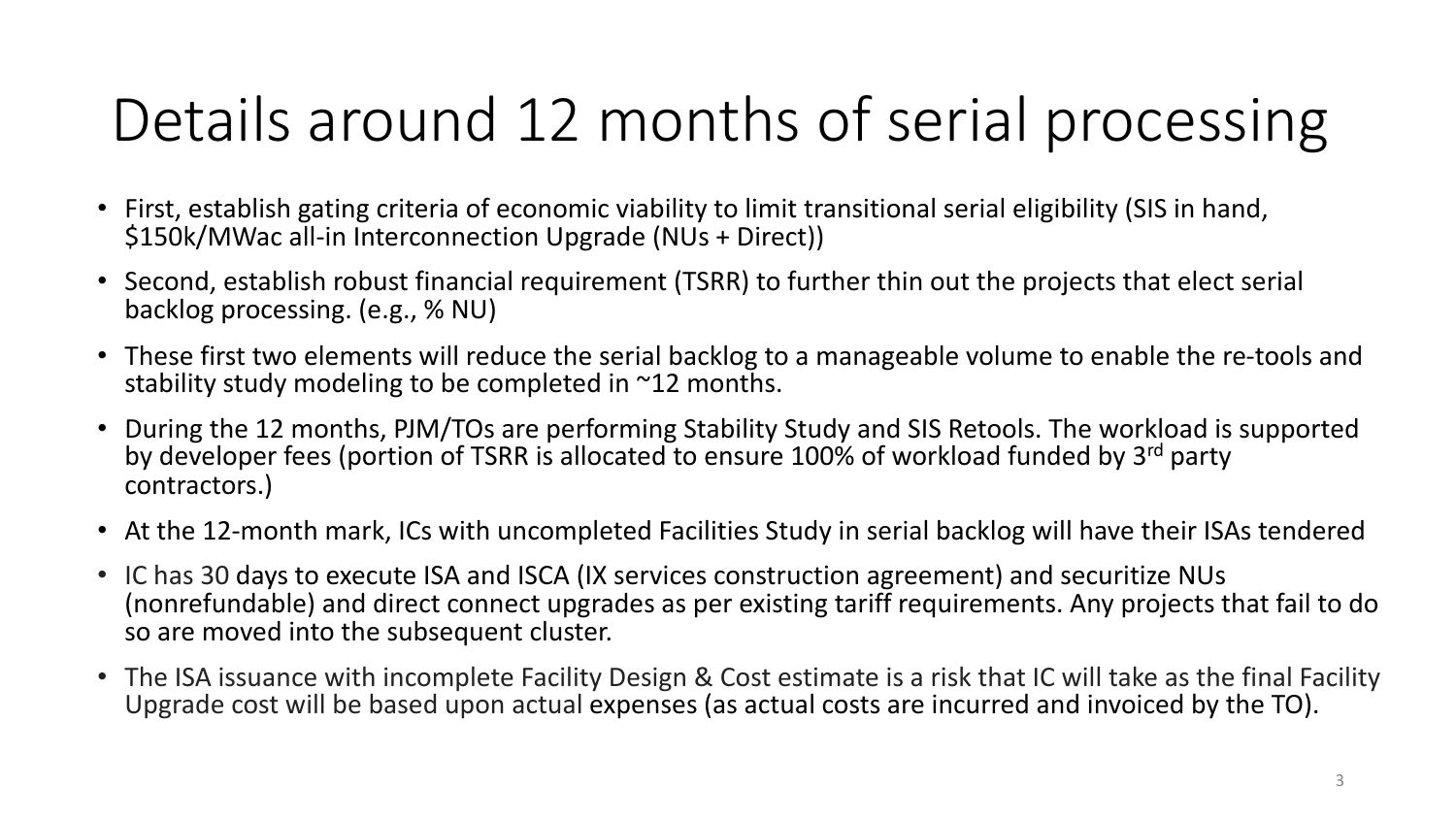# Details around 12 months of serial processing

- First, establish gating criteria of economic viability to limit transitional serial eligibility (SIS in hand, $150k/MWac all-in Interconnection Upgrade (NUs + Direct))
- Second, establish robust financial requirement (TSRR) to further thin out the projects that elect serial backlog processing. (e.g., % NU)
- These first two elements will reduce the serial backlog to a manageable volume to enable the re-tools and stability study modeling to be completed in ~12 months.
- During the 12 months, PJM/TOs are performing Stability Study and SIS Retools. The workload is supported by developer fees (portion of TSRR is allocated to ensure 100% of workload funded by 3rd party contractors.)
- At the 12-month mark, ICs with uncompleted Facilities Study in serial backlog will have their ISAs tendered
- IC has 30 days to execute ISA and ISCA (IX services construction agreement) and securitize NUs (nonrefundable) and direct connect upgrades as per existing tariff requirements. Any projects that fail to do so are moved into the subsequent cluster.
- The ISA issuance with incomplete Facility Design & Cost estimate is a risk that IC will take as the final Facility Upgrade cost will be based upon actual expenses (as actual costs are incurred and invoiced by the TO).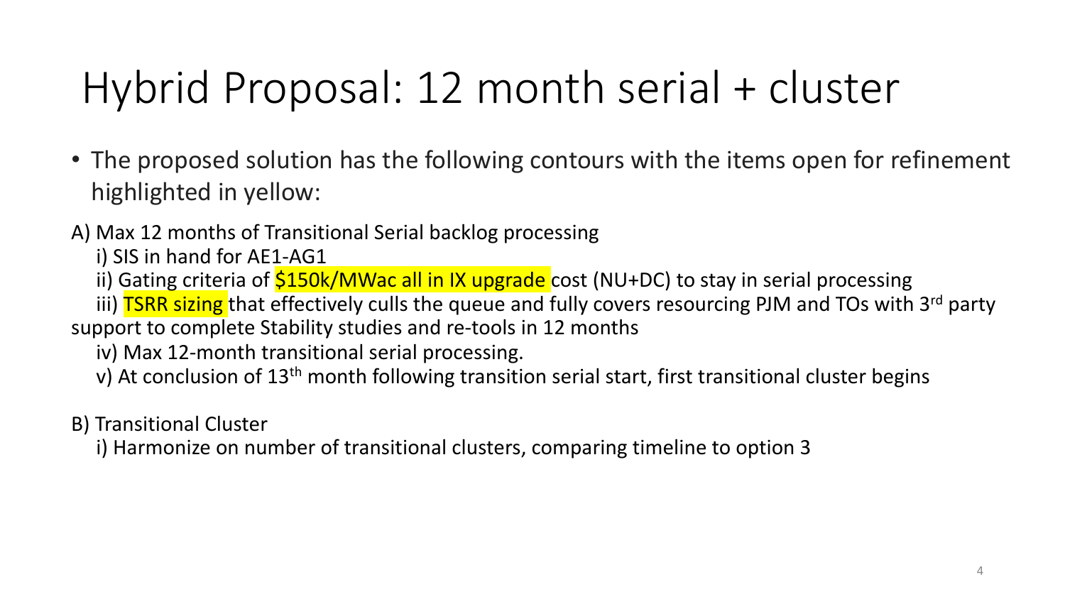# Hybrid Proposal: 12 month serial + cluster

- The proposed solution has the following contours with the items open for refinement highlighted in yellow:

A) Max 12 months of Transitional Serial backlog processing

i) SIS in hand for AE1-AG1

ii) Gating criteria of $150k/MWac all in IX upgrade cost (NU+DC) to stay in serial processing

iii) TSRR sizing that effectively culls the queue and fully covers resourcing PJM and TOs with 3rd party support to complete Stability studies and re-tools in 12 months

iv) Max 12-month transitional serial processing.

v) At conclusion of 13th month following transition serial start, first transitional cluster begins

B) Transitional Cluster

i) Harmonize on number of transitional clusters, comparing timeline to option 3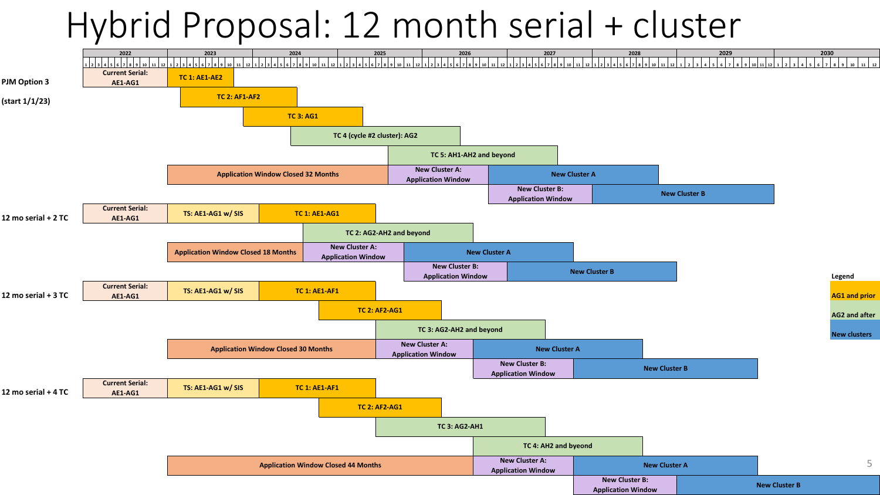# Hybrid Proposal: 12 month serial + cluster

Timeline: 2022 – 2030 (months 1–12 per year)

## PJM Option 3 (start 1/1/23)

| Item | Timing |
| --- | --- |
| Current Serial: AE1-AG1 | 2022 |
| TC 1: AE1-AE2 | 2023 (months 1–9) |
| TC 2: AF1-AF2 | 2023 (month 3) – 2024 (month 6) |
| TC 3: AG1 | 2023 (month 11) – 2025 (month 3) |
| TC 4 (cycle #2 cluster): AG2 | 2024 (month 6) – 2026 (month 5) |
| TC 5: AH1-AH2 and beyond | 2025 (month 6) – 2027 (month 6) |
| Application Window Closed 32 Months | 2023 (month 1) – 2025 (month 8) |
| New Cluster A: Application Window | 2025 (month 9) – 2026 (month 8) |
| New Cluster A | 2026 (month 9) – 2028 (month 8) |
| New Cluster B: Application Window | 2026 (month 9) – 2027 (month 8) |
| New Cluster B | 2027 (month 9) – 2029 (month 12) |

## 12 mo serial + 2 TC

| Item | Timing |
| --- | --- |
| Current Serial: AE1-AG1 | 2022 |
| TS: AE1-AG1 w/ SIS | 2023 |
| TC 1: AE1-AG1 | 2024 (months 1–12) |
| TC 2: AG2-AH2 and beyond | 2024 (month 7) – 2025 (month 6) |
| Application Window Closed 18 Months | 2023 (month 1) – 2024 (month 6) |
| New Cluster A: Application Window | 2024 (month 7) – 2025 (month 6) |
| New Cluster A | 2025 (month 7) – 2027 (month 6) |
| New Cluster B: Application Window | 2025 (month 7) – 2026 (month 6) |
| New Cluster B | 2026 (month 7) – 2028 (month 6) |

## 12 mo serial + 3 TC

| Item | Timing |
| --- | --- |
| Current Serial: AE1-AG1 | 2022 |
| TS: AE1-AG1 w/ SIS | 2023 |
| TC 1: AE1-AF1 | 2024 |
| TC 2: AF2-AG1 | 2024 (month 9) – 2025 (month 6) |
| TC 3: AG2-AH2 and beyond | 2025 – 2026 (month 6) |
| Application Window Closed 30 Months | 2023 (month 1) – 2025 (month 6) |
| New Cluster A: Application Window | 2025 (month 7) – 2026 (month 6) |
| New Cluster A | 2026 (month 7) – 2028 (month 6) |
| New Cluster B: Application Window | 2026 (month 7) – 2027 (month 6) |
| New Cluster B | 2027 (month 7) – 2029 (month 12) |

## 12 mo serial + 4 TC

| Item | Timing |
| --- | --- |
| Current Serial: AE1-AG1 | 2022 |
| TS: AE1-AG1 w/ SIS | 2023 |
| TC 1: AE1-AF1 | 2024 |
| TC 2: AF2-AG1 | 2024 (month 9) – 2025 (month 6) |
| TC 3: AG2-AH1 | 2025 – 2026 (month 6) |
| TC 4: AH2 and beyond | 2026 (month 7) – 2028 (month 6) |
| Application Window Closed 44 Months | 2023 (month 1) – 2026 (month 8) |
| New Cluster A: Application Window | 2026 (month 9) – 2027 (month 8) |
| New Cluster A | 2027 (month 9) – 2029 (month 12) |
| New Cluster B: Application Window | 2027 (month 9) – 2028 (month 8) |
| New Cluster B | 2028 (month 9) – 2030 (month 12) |

**Legend**

- AG1 and prior
- AG2 and after
- New clusters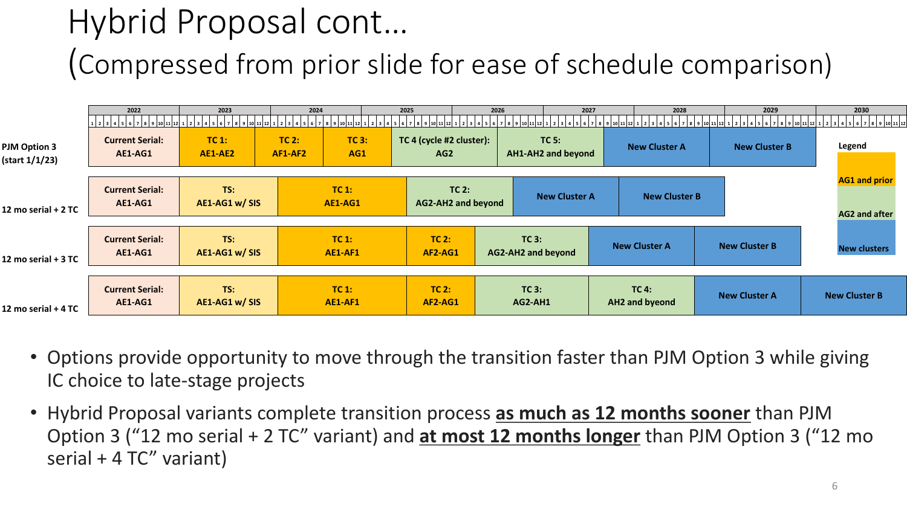# Hybrid Proposal cont…

## (Compressed from prior slide for ease of schedule comparison)

| Option | Phase 1 | Phase 2 | Phase 3 | Phase 4 | Phase 5 | Phase 6 | Phase 7 | Phase 8 |
|---|---|---|---|---|---|---|---|---|
| PJM Option 3 (start 1/1/23) | Current Serial: AE1-AG1 | TC 1: AE1-AE2 | TC 2: AF1-AF2 | TC 3: AG1 | TC 4 (cycle #2 cluster): AG2 | TC 5: AH1-AH2 and beyond | New Cluster A | New Cluster B |
| 12 mo serial + 2 TC | Current Serial: AE1-AG1 | TS: AE1-AG1 w/ SIS | TC 1: AE1-AG1 | TC 2: AG2-AH2 and beyond | New Cluster A | New Cluster B | | |
| 12 mo serial + 3 TC | Current Serial: AE1-AG1 | TS: AE1-AG1 w/ SIS | TC 1: AE1-AF1 | TC 2: AF2-AG1 | TC 3: AG2-AH2 and beyond | New Cluster A | New Cluster B | |
| 12 mo serial + 4 TC | Current Serial: AE1-AG1 | TS: AE1-AG1 w/ SIS | TC 1: AE1-AF1 | TC 2: AF2-AG1 | TC 3: AG2-AH1 | TC 4: AH2 and byeond | New Cluster A | New Cluster B |

Timeline: 2022–2030 (months 1–12 per year)

Legend:
- AG1 and prior
- AG2 and after
- New clusters

- Options provide opportunity to move through the transition faster than PJM Option 3 while giving IC choice to late-stage projects
- Hybrid Proposal variants complete transition process **as much as 12 months sooner** than PJM Option 3 ("12 mo serial + 2 TC" variant) and **at most 12 months longer** than PJM Option 3 ("12 mo serial + 4 TC" variant)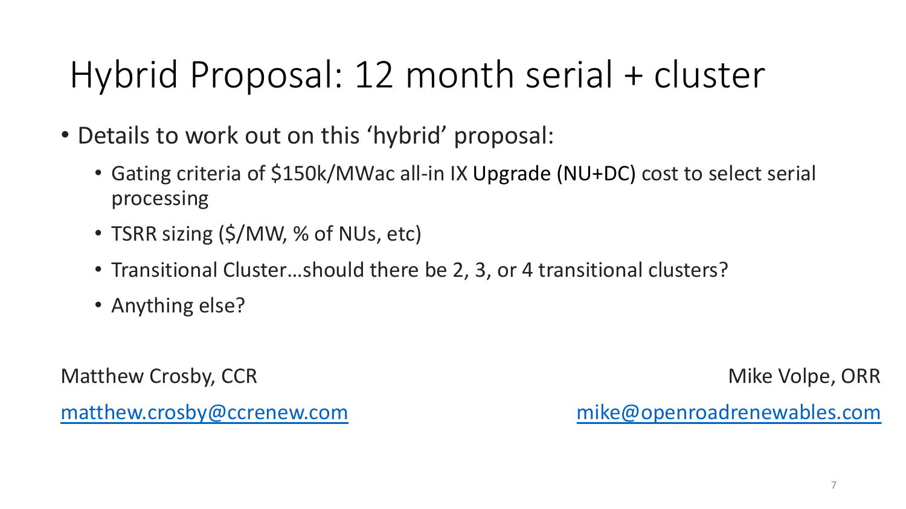# Hybrid Proposal: 12 month serial + cluster

- Details to work out on this 'hybrid' proposal:
  - Gating criteria of $150k/MWac all-in IX Upgrade (NU+DC) cost to select serial processing
  - TSRR sizing ($/MW, % of NUs, etc)
  - Transitional Cluster…should there be 2, 3, or 4 transitional clusters?
  - Anything else?

Matthew Crosby, CCR

matthew.crosby@ccrenew.com

Mike Volpe, ORR

mike@openroadrenewables.com